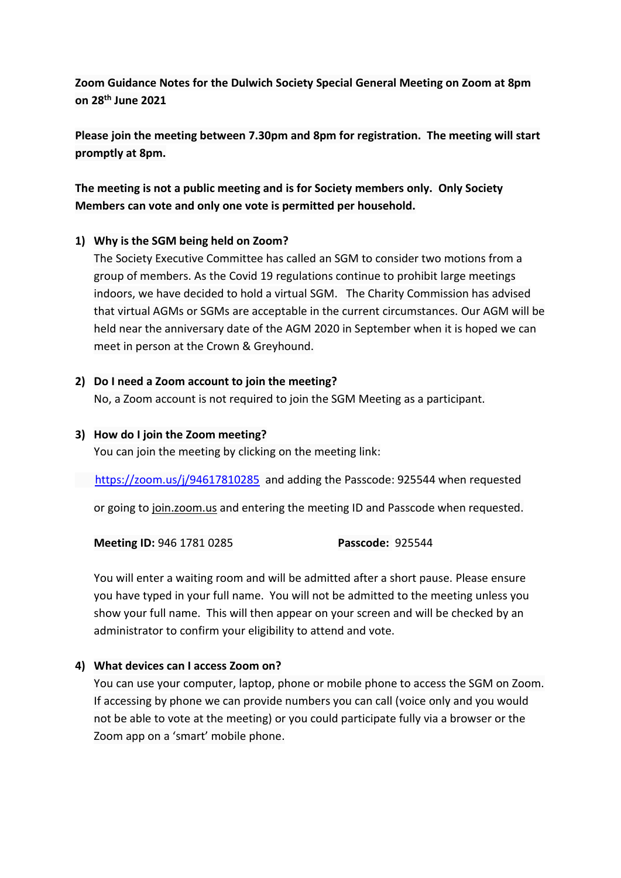**Zoom Guidance Notes for the Dulwich Society Special General Meeting on Zoom at 8pm on 28th June 2021**

**Please join the meeting between 7.30pm and 8pm for registration. The meeting will start promptly at 8pm.**

**The meeting is not a public meeting and is for Society members only. Only Society Members can vote and only one vote is permitted per household.**

1) **Why is the SGM being held on Zoom?**
   The Society Executive Committee has called an SGM to consider two motions from a group of members. As the Covid 19 regulations continue to prohibit large meetings indoors, we have decided to hold a virtual SGM. The Charity Commission has advised that virtual AGMs or SGMs are acceptable in the current circumstances. Our AGM will be held near the anniversary date of the AGM 2020 in September when it is hoped we can meet in person at the Crown & Greyhound.

2) **Do I need a Zoom account to join the meeting?**
   No, a Zoom account is not required to join the SGM Meeting as a participant.

3) **How do I join the Zoom meeting?**
   You can join the meeting by clicking on the meeting link:

   https://zoom.us/j/94617810285 and adding the Passcode: 925544 when requested

   or going to join.zoom.us and entering the meeting ID and Passcode when requested.

   **Meeting ID:** 946 1781 0285 **Passcode:** 925544

   You will enter a waiting room and will be admitted after a short pause. Please ensure you have typed in your full name. You will not be admitted to the meeting unless you show your full name. This will then appear on your screen and will be checked by an administrator to confirm your eligibility to attend and vote.

4) **What devices can I access Zoom on?**
   You can use your computer, laptop, phone or mobile phone to access the SGM on Zoom. If accessing by phone we can provide numbers you can call (voice only and you would not be able to vote at the meeting) or you could participate fully via a browser or the Zoom app on a 'smart' mobile phone.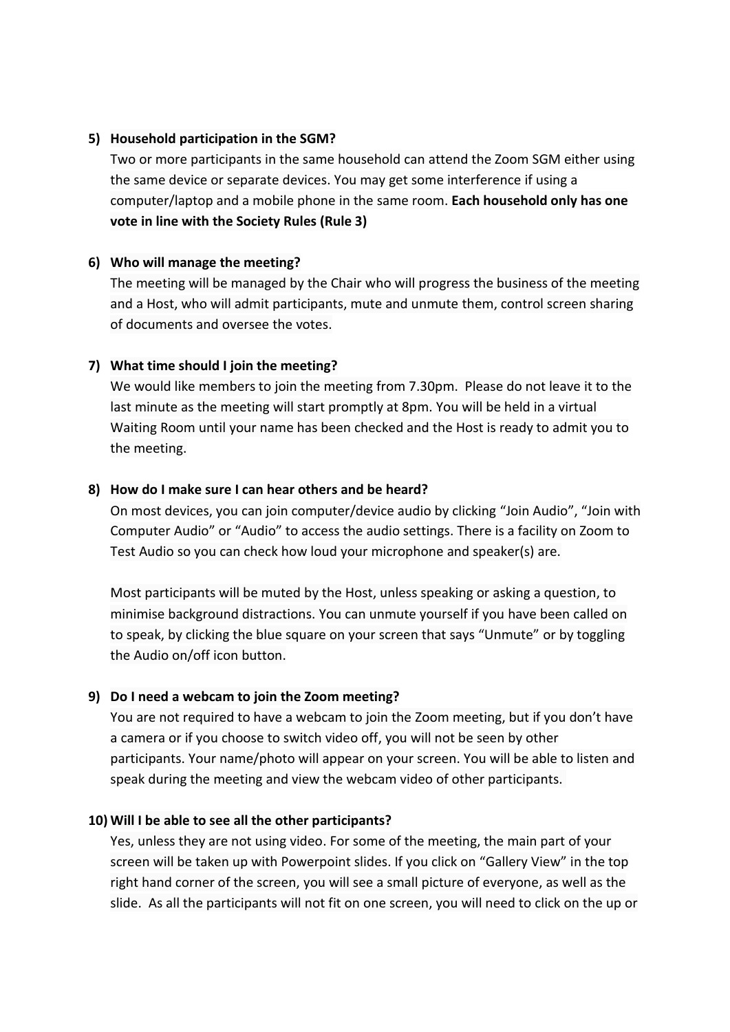5) **Household participation in the SGM?**

   Two or more participants in the same household can attend the Zoom SGM either using the same device or separate devices. You may get some interference if using a computer/laptop and a mobile phone in the same room. **Each household only has one vote in line with the Society Rules (Rule 3)**

6) **Who will manage the meeting?**

   The meeting will be managed by the Chair who will progress the business of the meeting and a Host, who will admit participants, mute and unmute them, control screen sharing of documents and oversee the votes.

7) **What time should I join the meeting?**

   We would like members to join the meeting from 7.30pm. Please do not leave it to the last minute as the meeting will start promptly at 8pm. You will be held in a virtual Waiting Room until your name has been checked and the Host is ready to admit you to the meeting.

8) **How do I make sure I can hear others and be heard?**

   On most devices, you can join computer/device audio by clicking "Join Audio", "Join with Computer Audio" or "Audio" to access the audio settings. There is a facility on Zoom to Test Audio so you can check how loud your microphone and speaker(s) are.

   Most participants will be muted by the Host, unless speaking or asking a question, to minimise background distractions. You can unmute yourself if you have been called on to speak, by clicking the blue square on your screen that says "Unmute" or by toggling the Audio on/off icon button.

9) **Do I need a webcam to join the Zoom meeting?**

   You are not required to have a webcam to join the Zoom meeting, but if you don't have a camera or if you choose to switch video off, you will not be seen by other participants. Your name/photo will appear on your screen. You will be able to listen and speak during the meeting and view the webcam video of other participants.

10) **Will I be able to see all the other participants?**

    Yes, unless they are not using video. For some of the meeting, the main part of your screen will be taken up with Powerpoint slides. If you click on "Gallery View" in the top right hand corner of the screen, you will see a small picture of everyone, as well as the slide. As all the participants will not fit on one screen, you will need to click on the up or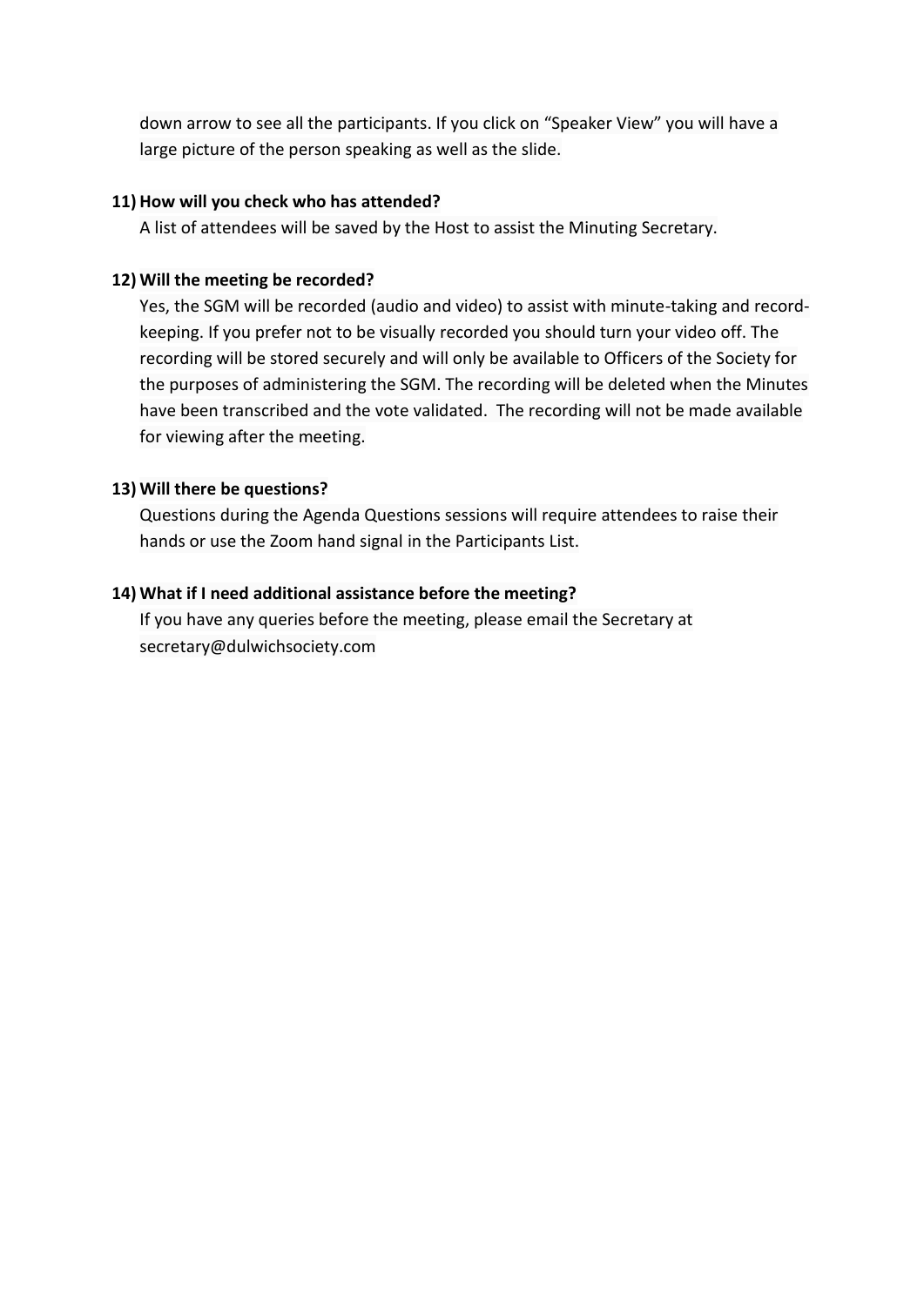down arrow to see all the participants. If you click on "Speaker View" you will have a large picture of the person speaking as well as the slide.

**11) How will you check who has attended?**

A list of attendees will be saved by the Host to assist the Minuting Secretary.

**12) Will the meeting be recorded?**

Yes, the SGM will be recorded (audio and video) to assist with minute-taking and record-keeping. If you prefer not to be visually recorded you should turn your video off. The recording will be stored securely and will only be available to Officers of the Society for the purposes of administering the SGM. The recording will be deleted when the Minutes have been transcribed and the vote validated. The recording will not be made available for viewing after the meeting.

**13) Will there be questions?**

Questions during the Agenda Questions sessions will require attendees to raise their hands or use the Zoom hand signal in the Participants List.

**14) What if I need additional assistance before the meeting?**

If you have any queries before the meeting, please email the Secretary at secretary@dulwichsociety.com